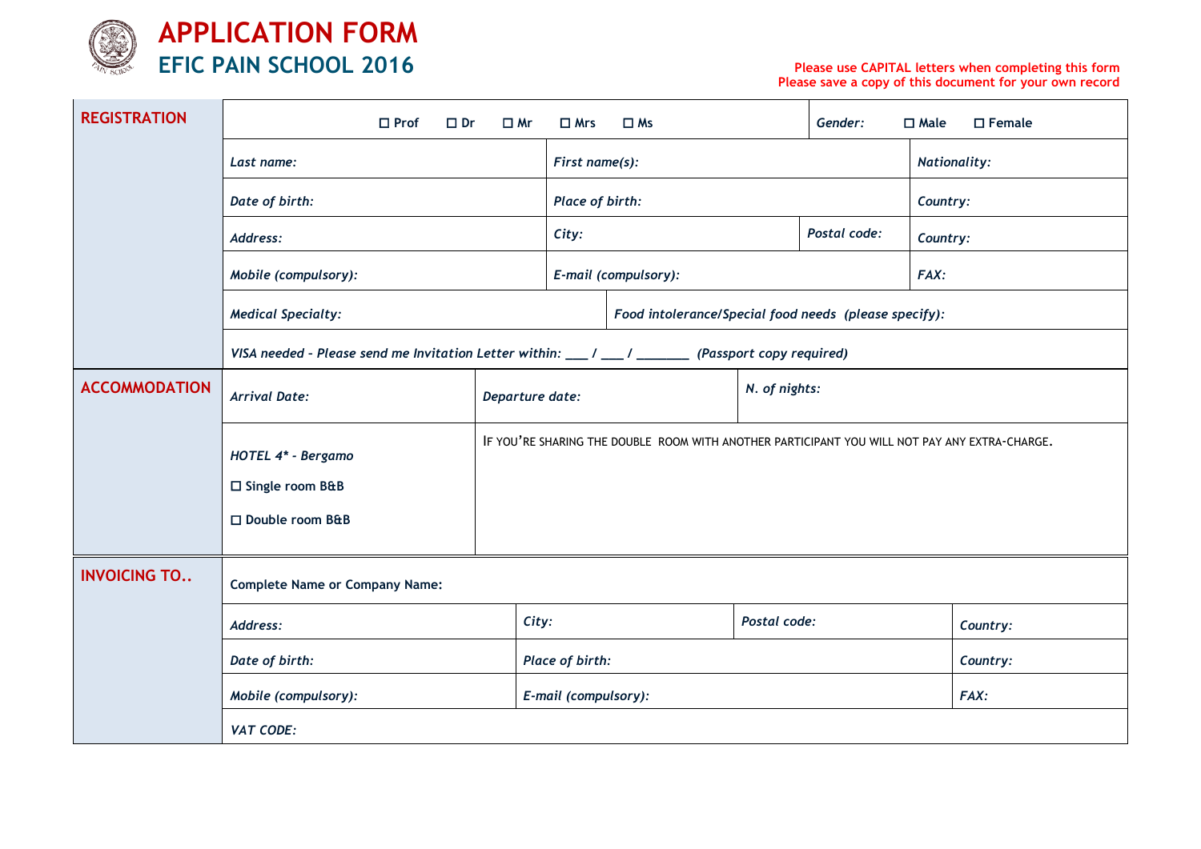# APPLICATION FORM

## EFIC PAIN SCHOOL 2016

**Please use CAPITAL letters when completing this form**
**Please save a copy of this document for your own record**

| | | | | |
|---|---|---|---|---|
| **REGISTRATION** | ☐ Prof ☐ Dr ☐ Mr ☐ Mrs ☐ Ms | | | *Gender:* ☐ Male ☐ Female |
| | *Last name:* | *First name(s):* | | *Nationality:* |
| | *Date of birth:* | *Place of birth:* | | *Country:* |
| | *Address:* | *City:* | *Postal code:* | *Country:* |
| | *Mobile (compulsory):* | *E-mail (compulsory):* | | *FAX:* |
| | *Medical Specialty:* | *Food intolerance/Special food needs (please specify):* | | |
| | *VISA needed - Please send me Invitation Letter within: ___ / ___ / _______ (Passport copy required)* | | | |
| **ACCOMMODATION** | *Arrival Date:* | *Departure date:* | *N. of nights:* | |
| | *HOTEL 4\* - Bergamo*<br>☐ Single room B&B<br>☐ Double room B&B | IF YOU'RE SHARING THE DOUBLE ROOM WITH ANOTHER PARTICIPANT YOU WILL NOT PAY ANY EXTRA-CHARGE. | | |
| **INVOICING TO..** | **Complete Name or Company Name:** | | | |
| | *Address:* | *City:* | *Postal code:* | *Country:* |
| | *Date of birth:* | *Place of birth:* | | *Country:* |
| | *Mobile (compulsory):* | *E-mail (compulsory):* | | *FAX:* |
| | *VAT CODE:* | | | |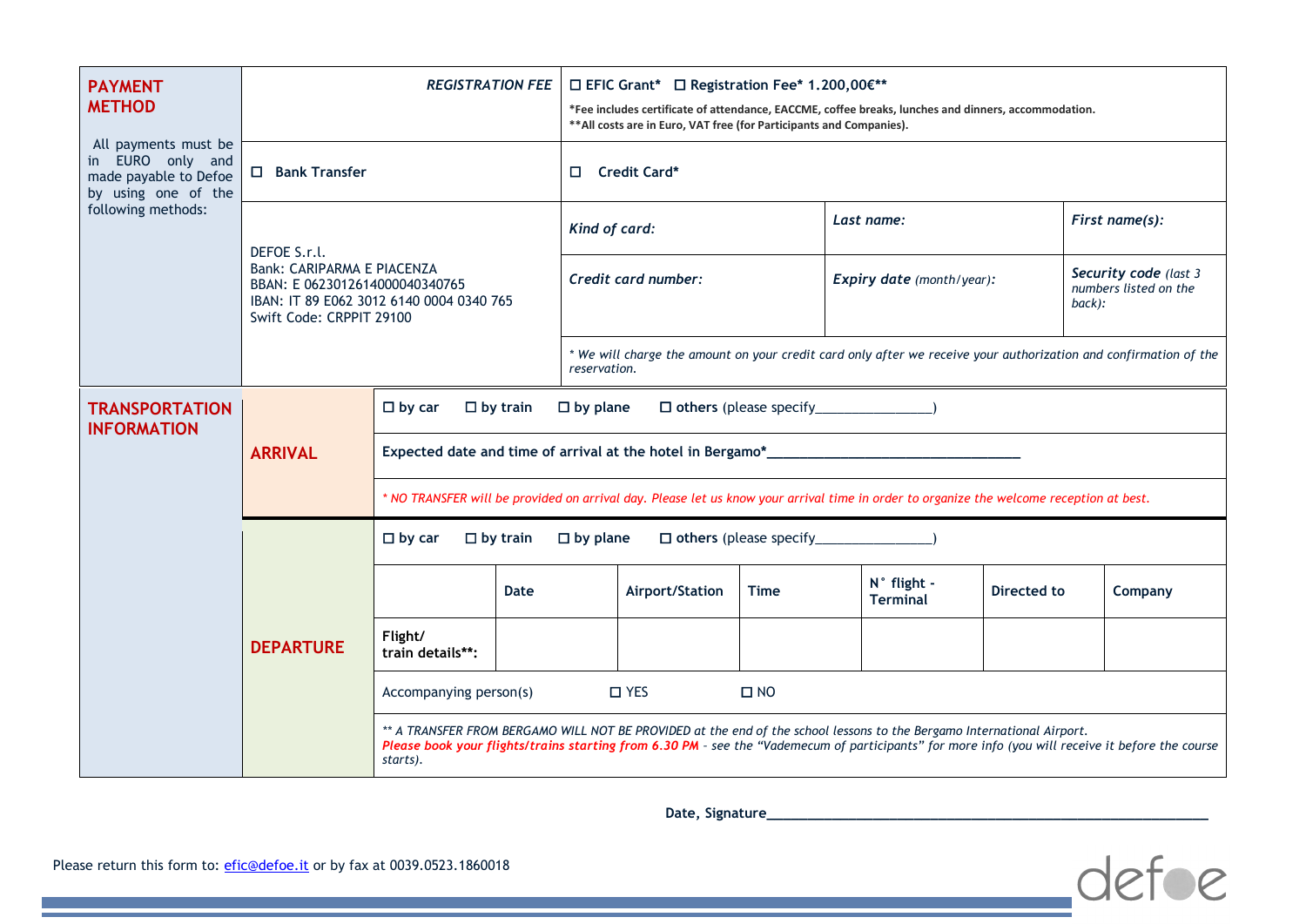## PAYMENT METHOD

All payments must be in EURO only and made payable to Defoe by using one of the following methods:

| | | | |
|---|---|---|---|
| *REGISTRATION FEE* | ☐ EFIC Grant* ☐ Registration Fee* 1.200,00€**<br>**\*Fee includes certificate of attendance, EACCME, coffee breaks, lunches and dinners, accommodation.**<br>**\*\*All costs are in Euro, VAT free (for Participants and Companies).** | | |
| ☐ **Bank Transfer** | ☐ **Credit Card*** | | |
| DEFOE S.r.l.<br>Bank: CARIPARMA E PIACENZA<br>BBAN: E 06230126140000040340765<br>IBAN: IT 89 E062 3012 6140 0004 0340 765<br>Swift Code: CRPPIT 29100 | ***Kind of card:*** | ***Last name:*** | ***First name(s):*** |
| | ***Credit card number:*** | ***Expiry date*** *(month/year):* | ***Security code*** *(last 3 numbers listed on the back):* |
| | *\* We will charge the amount on your credit card only after we receive your authorization and confirmation of the reservation.* | | |

## TRANSPORTATION INFORMATION

### ARRIVAL

☐ **by car** ☐ **by train** ☐ **by plane** ☐ **others** (please specify________________)

**Expected date and time of arrival at the hotel in Bergamo\***________________________________

*\* NO TRANSFER will be provided on arrival day. Please let us know your arrival time in order to organize the welcome reception at best.*

### DEPARTURE

☐ **by car** ☐ **by train** ☐ **by plane** ☐ **others** (please specify________________)

| | Date | Airport/Station | Time | N° flight - Terminal | Directed to | Company |
|---|---|---|---|---|---|---|
| **Flight/ train details\*\*:** | | | | | | |

Accompanying person(s) ☐ YES ☐ NO

*\*\* A TRANSFER FROM BERGAMO WILL NOT BE PROVIDED at the end of the school lessons to the Bergamo International Airport.*
***Please book your flights/trains starting from 6.30 PM*** *- see the "Vademecum of participants" for more info (you will receive it before the course starts).*

**Date, Signature**____________________________________________________________

Please return this form to: efic@defoe.it or by fax at 0039.0523.1860018

defoe